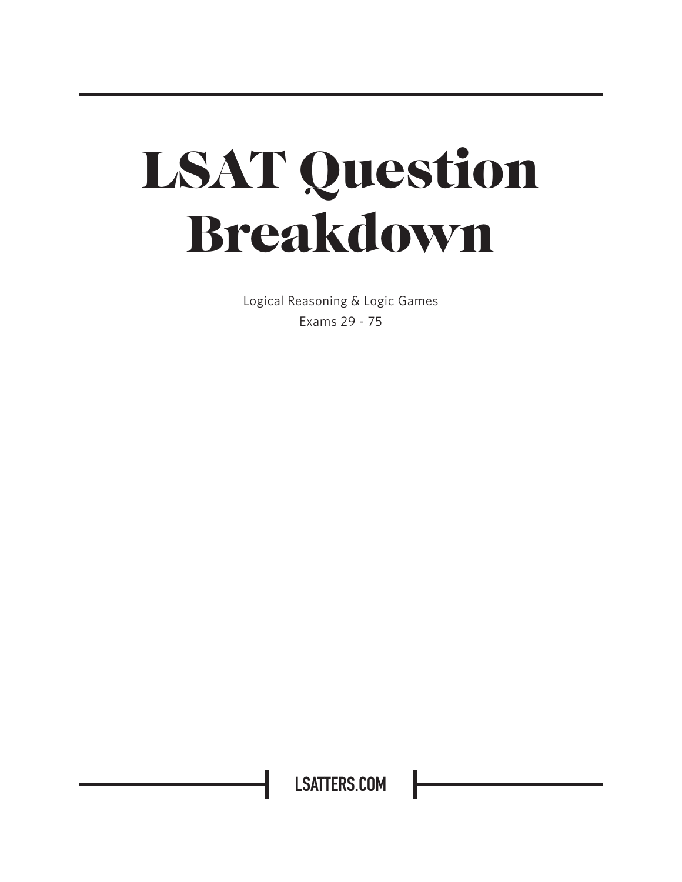# LSAT Question Breakdown

Logical Reasoning & Logic Games

Exams 29 - 75

LSATTERS.COM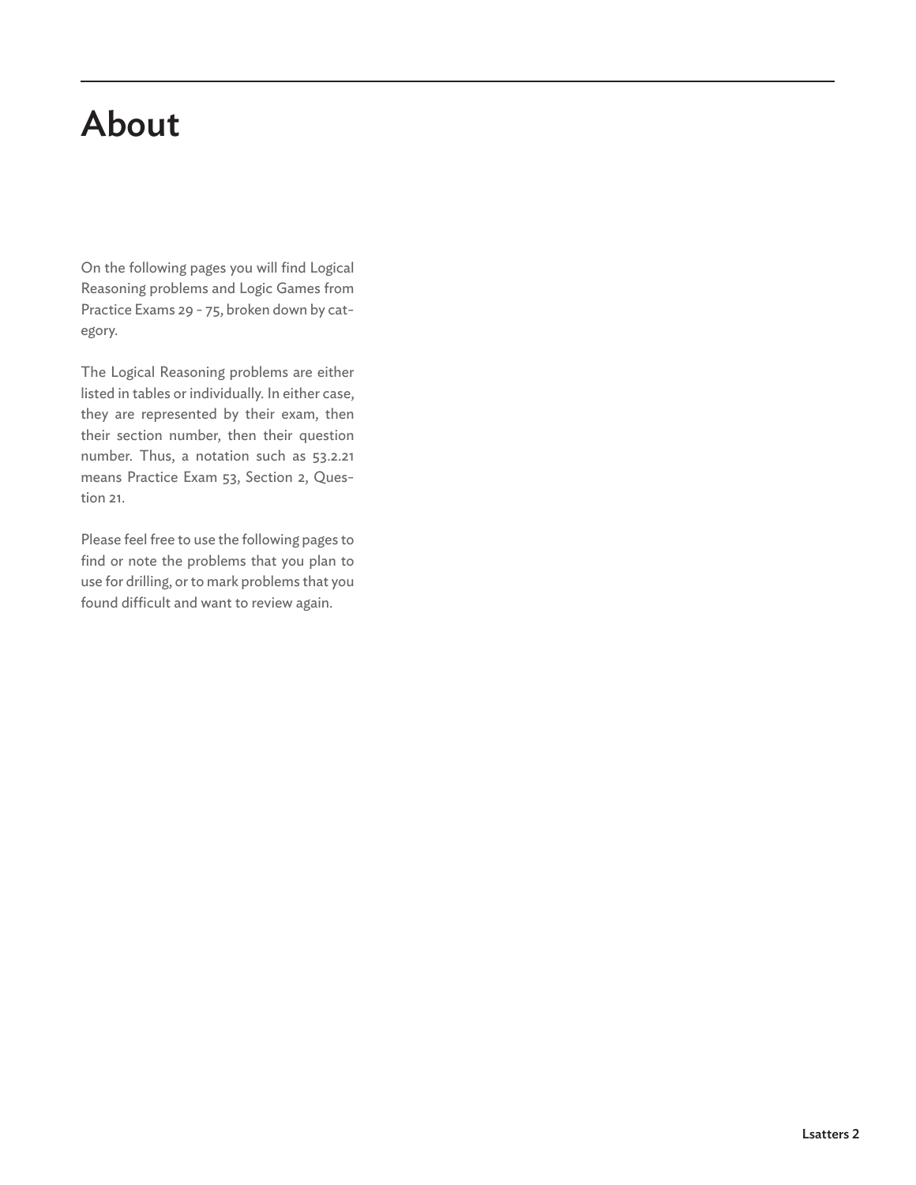# About

On the following pages you will find Logical Reasoning problems and Logic Games from Practice Exams 29 - 75, broken down by category.

The Logical Reasoning problems are either listed in tables or individually. In either case, they are represented by their exam, then their section number, then their question number. Thus, a notation such as 53.2.21 means Practice Exam 53, Section 2, Question 21.

Please feel free to use the following pages to find or note the problems that you plan to use for drilling, or to mark problems that you found difficult and want to review again.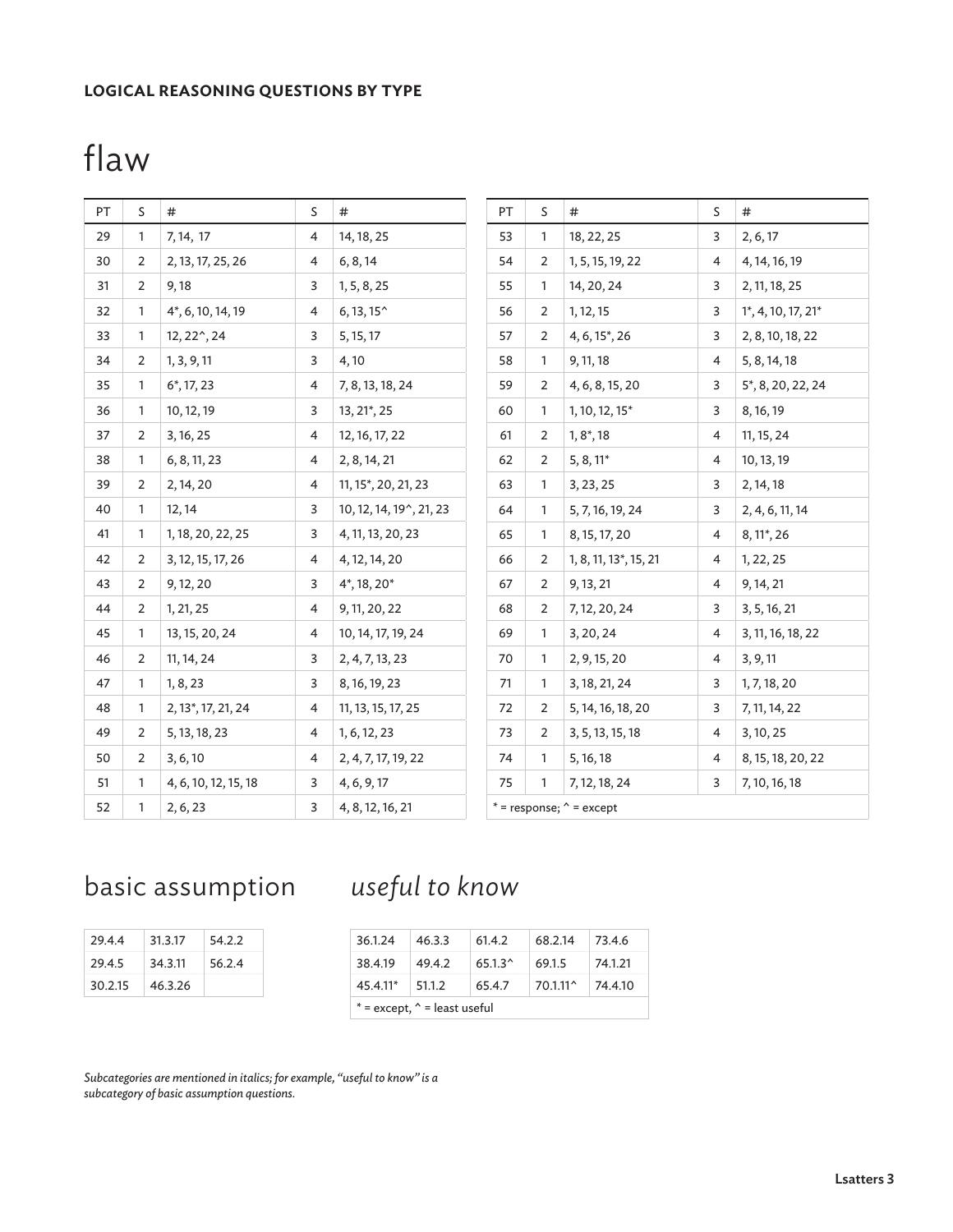**LOGICAL REASONING QUESTIONS BY TYPE**

# flaw

| PT | S | # | S | # |
|---|---|---|---|---|
| 29 | 1 | 7, 14, 17 | 4 | 14, 18, 25 |
| 30 | 2 | 2, 13, 17, 25, 26 | 4 | 6, 8, 14 |
| 31 | 2 | 9, 18 | 3 | 1, 5, 8, 25 |
| 32 | 1 | 4*, 6, 10, 14, 19 | 4 | 6, 13, 15^ |
| 33 | 1 | 12, 22^, 24 | 3 | 5, 15, 17 |
| 34 | 2 | 1, 3, 9, 11 | 3 | 4, 10 |
| 35 | 1 | 6*, 17, 23 | 4 | 7, 8, 13, 18, 24 |
| 36 | 1 | 10, 12, 19 | 3 | 13, 21*, 25 |
| 37 | 2 | 3, 16, 25 | 4 | 12, 16, 17, 22 |
| 38 | 1 | 6, 8, 11, 23 | 4 | 2, 8, 14, 21 |
| 39 | 2 | 2, 14, 20 | 4 | 11, 15*, 20, 21, 23 |
| 40 | 1 | 12, 14 | 3 | 10, 12, 14, 19^, 21, 23 |
| 41 | 1 | 1, 18, 20, 22, 25 | 3 | 4, 11, 13, 20, 23 |
| 42 | 2 | 3, 12, 15, 17, 26 | 4 | 4, 12, 14, 20 |
| 43 | 2 | 9, 12, 20 | 3 | 4*, 18, 20* |
| 44 | 2 | 1, 21, 25 | 4 | 9, 11, 20, 22 |
| 45 | 1 | 13, 15, 20, 24 | 4 | 10, 14, 17, 19, 24 |
| 46 | 2 | 11, 14, 24 | 3 | 2, 4, 7, 13, 23 |
| 47 | 1 | 1, 8, 23 | 3 | 8, 16, 19, 23 |
| 48 | 1 | 2, 13*, 17, 21, 24 | 4 | 11, 13, 15, 17, 25 |
| 49 | 2 | 5, 13, 18, 23 | 4 | 1, 6, 12, 23 |
| 50 | 2 | 3, 6, 10 | 4 | 2, 4, 7, 17, 19, 22 |
| 51 | 1 | 4, 6, 10, 12, 15, 18 | 3 | 4, 6, 9, 17 |
| 52 | 1 | 2, 6, 23 | 3 | 4, 8, 12, 16, 21 |

| PT | S | # | S | # |
|---|---|---|---|---|
| 53 | 1 | 18, 22, 25 | 3 | 2, 6, 17 |
| 54 | 2 | 1, 5, 15, 19, 22 | 4 | 4, 14, 16, 19 |
| 55 | 1 | 14, 20, 24 | 3 | 2, 11, 18, 25 |
| 56 | 2 | 1, 12, 15 | 3 | 1*, 4, 10, 17, 21* |
| 57 | 2 | 4, 6, 15*, 26 | 3 | 2, 8, 10, 18, 22 |
| 58 | 1 | 9, 11, 18 | 4 | 5, 8, 14, 18 |
| 59 | 2 | 4, 6, 8, 15, 20 | 3 | 5*, 8, 20, 22, 24 |
| 60 | 1 | 1, 10, 12, 15* | 3 | 8, 16, 19 |
| 61 | 2 | 1, 8*, 18 | 4 | 11, 15, 24 |
| 62 | 2 | 5, 8, 11* | 4 | 10, 13, 19 |
| 63 | 1 | 3, 23, 25 | 3 | 2, 14, 18 |
| 64 | 1 | 5, 7, 16, 19, 24 | 3 | 2, 4, 6, 11, 14 |
| 65 | 1 | 8, 15, 17, 20 | 4 | 8, 11*, 26 |
| 66 | 2 | 1, 8, 11, 13*, 15, 21 | 4 | 1, 22, 25 |
| 67 | 2 | 9, 13, 21 | 4 | 9, 14, 21 |
| 68 | 2 | 7, 12, 20, 24 | 3 | 3, 5, 16, 21 |
| 69 | 1 | 3, 20, 24 | 4 | 3, 11, 16, 18, 22 |
| 70 | 1 | 2, 9, 15, 20 | 4 | 3, 9, 11 |
| 71 | 1 | 3, 18, 21, 24 | 3 | 1, 7, 18, 20 |
| 72 | 2 | 5, 14, 16, 18, 20 | 3 | 7, 11, 14, 22 |
| 73 | 2 | 3, 5, 13, 15, 18 | 4 | 3, 10, 25 |
| 74 | 1 | 5, 16, 18 | 4 | 8, 15, 18, 20, 22 |
| 75 | 1 | 7, 12, 18, 24 | 3 | 7, 10, 16, 18 |

\* = response; ^ = except

# basic assumption

| | | |
|---|---|---|
| 29.4.4 | 31.3.17 | 54.2.2 |
| 29.4.5 | 34.3.11 | 56.2.4 |
| 30.2.15 | 46.3.26 | |

## *useful to know*

| | | | | |
|---|---|---|---|---|
| 36.1.24 | 46.3.3 | 61.4.2 | 68.2.14 | 73.4.6 |
| 38.4.19 | 49.4.2 | 65.1.3^ | 69.1.5 | 74.1.21 |
| 45.4.11* | 51.1.2 | 65.4.7 | 70.1.11^ | 74.4.10 |

\* = except, ^ = least useful

*Subcategories are mentioned in italics; for example, "useful to know" is a subcategory of basic assumption questions.*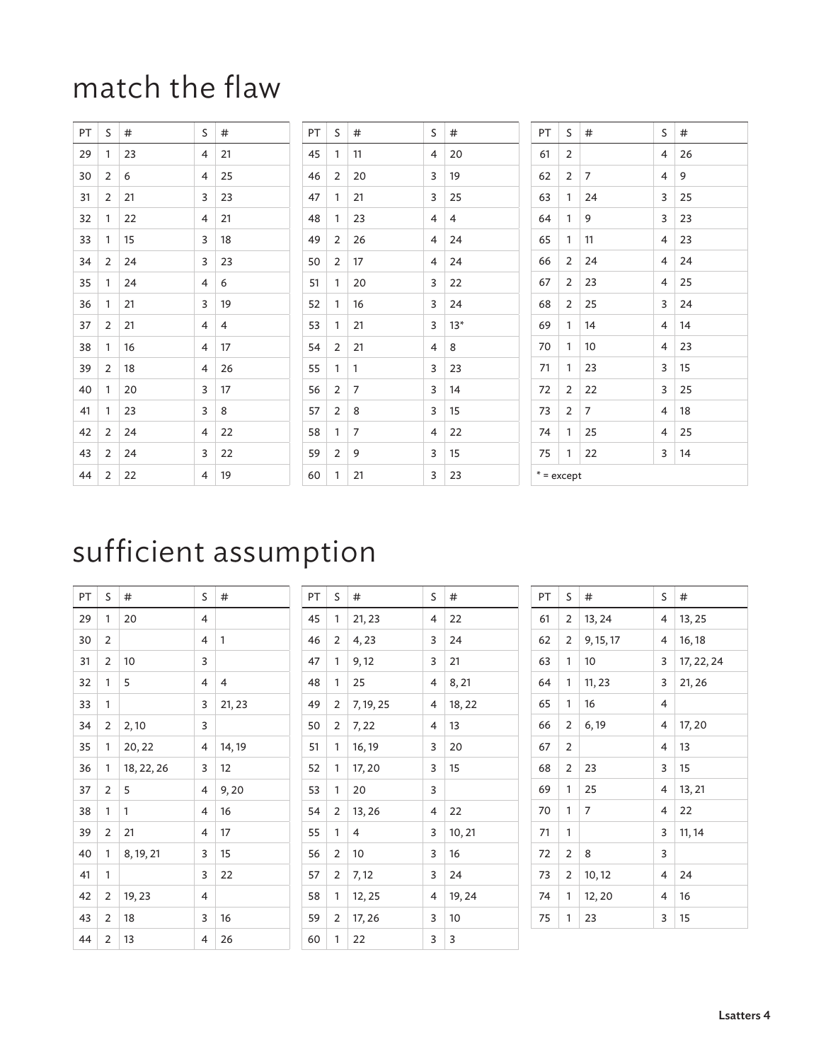# match the flaw

| PT | S | # | S | # |
|---|---|---|---|---|
| 29 | 1 | 23 | 4 | 21 |
| 30 | 2 | 6 | 4 | 25 |
| 31 | 2 | 21 | 3 | 23 |
| 32 | 1 | 22 | 4 | 21 |
| 33 | 1 | 15 | 3 | 18 |
| 34 | 2 | 24 | 3 | 23 |
| 35 | 1 | 24 | 4 | 6 |
| 36 | 1 | 21 | 3 | 19 |
| 37 | 2 | 21 | 4 | 4 |
| 38 | 1 | 16 | 4 | 17 |
| 39 | 2 | 18 | 4 | 26 |
| 40 | 1 | 20 | 3 | 17 |
| 41 | 1 | 23 | 3 | 8 |
| 42 | 2 | 24 | 4 | 22 |
| 43 | 2 | 24 | 3 | 22 |
| 44 | 2 | 22 | 4 | 19 |

| PT | S | # | S | # |
|---|---|---|---|---|
| 45 | 1 | 11 | 4 | 20 |
| 46 | 2 | 20 | 3 | 19 |
| 47 | 1 | 21 | 3 | 25 |
| 48 | 1 | 23 | 4 | 4 |
| 49 | 2 | 26 | 4 | 24 |
| 50 | 2 | 17 | 4 | 24 |
| 51 | 1 | 20 | 3 | 22 |
| 52 | 1 | 16 | 3 | 24 |
| 53 | 1 | 21 | 3 | 13* |
| 54 | 2 | 21 | 4 | 8 |
| 55 | 1 | 1 | 3 | 23 |
| 56 | 2 | 7 | 3 | 14 |
| 57 | 2 | 8 | 3 | 15 |
| 58 | 1 | 7 | 4 | 22 |
| 59 | 2 | 9 | 3 | 15 |
| 60 | 1 | 21 | 3 | 23 |

| PT | S | # | S | # |
|---|---|---|---|---|
| 61 | 2 | | 4 | 26 |
| 62 | 2 | 7 | 4 | 9 |
| 63 | 1 | 24 | 3 | 25 |
| 64 | 1 | 9 | 3 | 23 |
| 65 | 1 | 11 | 4 | 23 |
| 66 | 2 | 24 | 4 | 24 |
| 67 | 2 | 23 | 4 | 25 |
| 68 | 2 | 25 | 3 | 24 |
| 69 | 1 | 14 | 4 | 14 |
| 70 | 1 | 10 | 4 | 23 |
| 71 | 1 | 23 | 3 | 15 |
| 72 | 2 | 22 | 3 | 25 |
| 73 | 2 | 7 | 4 | 18 |
| 74 | 1 | 25 | 4 | 25 |
| 75 | 1 | 22 | 3 | 14 |

* = except

# sufficient assumption

| PT | S | # | S | # |
|---|---|---|---|---|
| 29 | 1 | 20 | 4 | |
| 30 | 2 | | 4 | 1 |
| 31 | 2 | 10 | 3 | |
| 32 | 1 | 5 | 4 | 4 |
| 33 | 1 | | 3 | 21, 23 |
| 34 | 2 | 2, 10 | 3 | |
| 35 | 1 | 20, 22 | 4 | 14, 19 |
| 36 | 1 | 18, 22, 26 | 3 | 12 |
| 37 | 2 | 5 | 4 | 9, 20 |
| 38 | 1 | 1 | 4 | 16 |
| 39 | 2 | 21 | 4 | 17 |
| 40 | 1 | 8, 19, 21 | 3 | 15 |
| 41 | 1 | | 3 | 22 |
| 42 | 2 | 19, 23 | 4 | |
| 43 | 2 | 18 | 3 | 16 |
| 44 | 2 | 13 | 4 | 26 |

| PT | S | # | S | # |
|---|---|---|---|---|
| 45 | 1 | 21, 23 | 4 | 22 |
| 46 | 2 | 4, 23 | 3 | 24 |
| 47 | 1 | 9, 12 | 3 | 21 |
| 48 | 1 | 25 | 4 | 8, 21 |
| 49 | 2 | 7, 19, 25 | 4 | 18, 22 |
| 50 | 2 | 7, 22 | 4 | 13 |
| 51 | 1 | 16, 19 | 3 | 20 |
| 52 | 1 | 17, 20 | 3 | 15 |
| 53 | 1 | 20 | 3 | |
| 54 | 2 | 13, 26 | 4 | 22 |
| 55 | 1 | 4 | 3 | 10, 21 |
| 56 | 2 | 10 | 3 | 16 |
| 57 | 2 | 7, 12 | 3 | 24 |
| 58 | 1 | 12, 25 | 4 | 19, 24 |
| 59 | 2 | 17, 26 | 3 | 10 |
| 60 | 1 | 22 | 3 | 3 |

| PT | S | # | S | # |
|---|---|---|---|---|
| 61 | 2 | 13, 24 | 4 | 13, 25 |
| 62 | 2 | 9, 15, 17 | 4 | 16, 18 |
| 63 | 1 | 10 | 3 | 17, 22, 24 |
| 64 | 1 | 11, 23 | 3 | 21, 26 |
| 65 | 1 | 16 | 4 | |
| 66 | 2 | 6, 19 | 4 | 17, 20 |
| 67 | 2 | | 4 | 13 |
| 68 | 2 | 23 | 3 | 15 |
| 69 | 1 | 25 | 4 | 13, 21 |
| 70 | 1 | 7 | 4 | 22 |
| 71 | 1 | | 3 | 11, 14 |
| 72 | 2 | 8 | 3 | |
| 73 | 2 | 10, 12 | 4 | 24 |
| 74 | 1 | 12, 20 | 4 | 16 |
| 75 | 1 | 23 | 3 | 15 |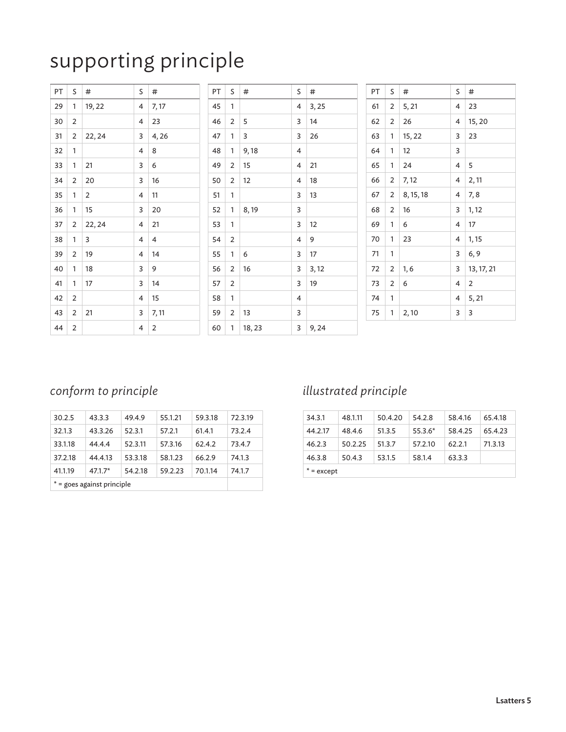# supporting principle

| PT | S | # | S | # |
|---|---|---|---|---|
| 29 | 1 | 19, 22 | 4 | 7, 17 |
| 30 | 2 | | 4 | 23 |
| 31 | 2 | 22, 24 | 3 | 4, 26 |
| 32 | 1 | | 4 | 8 |
| 33 | 1 | 21 | 3 | 6 |
| 34 | 2 | 20 | 3 | 16 |
| 35 | 1 | 2 | 4 | 11 |
| 36 | 1 | 15 | 3 | 20 |
| 37 | 2 | 22, 24 | 4 | 21 |
| 38 | 1 | 3 | 4 | 4 |
| 39 | 2 | 19 | 4 | 14 |
| 40 | 1 | 18 | 3 | 9 |
| 41 | 1 | 17 | 3 | 14 |
| 42 | 2 | | 4 | 15 |
| 43 | 2 | 21 | 3 | 7, 11 |
| 44 | 2 | | 4 | 2 |

| PT | S | # | S | # |
|---|---|---|---|---|
| 45 | 1 | | 4 | 3, 25 |
| 46 | 2 | 5 | 3 | 14 |
| 47 | 1 | 3 | 3 | 26 |
| 48 | 1 | 9, 18 | 4 | |
| 49 | 2 | 15 | 4 | 21 |
| 50 | 2 | 12 | 4 | 18 |
| 51 | 1 | | 3 | 13 |
| 52 | 1 | 8, 19 | 3 | |
| 53 | 1 | | 3 | 12 |
| 54 | 2 | | 4 | 9 |
| 55 | 1 | 6 | 3 | 17 |
| 56 | 2 | 16 | 3 | 3, 12 |
| 57 | 2 | | 3 | 19 |
| 58 | 1 | | 4 | |
| 59 | 2 | 13 | 3 | |
| 60 | 1 | 18, 23 | 3 | 9, 24 |

| PT | S | # | S | # |
|---|---|---|---|---|
| 61 | 2 | 5, 21 | 4 | 23 |
| 62 | 2 | 26 | 4 | 15, 20 |
| 63 | 1 | 15, 22 | 3 | 23 |
| 64 | 1 | 12 | 3 | |
| 65 | 1 | 24 | 4 | 5 |
| 66 | 2 | 7, 12 | 4 | 2, 11 |
| 67 | 2 | 8, 15, 18 | 4 | 7, 8 |
| 68 | 2 | 16 | 3 | 1, 12 |
| 69 | 1 | 6 | 4 | 17 |
| 70 | 1 | 23 | 4 | 1, 15 |
| 71 | 1 | | 3 | 6, 9 |
| 72 | 2 | 1, 6 | 3 | 13, 17, 21 |
| 73 | 2 | 6 | 4 | 2 |
| 74 | 1 | | 4 | 5, 21 |
| 75 | 1 | 2, 10 | 3 | 3 |

## *conform to principle*

| | | | | | |
|---|---|---|---|---|---|
| 30.2.5 | 43.3.3 | 49.4.9 | 55.1.21 | 59.3.18 | 72.3.19 |
| 32.1.3 | 43.3.26 | 52.3.1 | 57.2.1 | 61.4.1 | 73.2.4 |
| 33.1.18 | 44.4.4 | 52.3.11 | 57.3.16 | 62.4.2 | 73.4.7 |
| 37.2.18 | 44.4.13 | 53.3.18 | 58.1.23 | 66.2.9 | 74.1.3 |
| 41.1.19 | 47.1.7* | 54.2.18 | 59.2.23 | 70.1.14 | 74.1.7 |

* = goes against principle

## *illustrated principle*

| | | | | | |
|---|---|---|---|---|---|
| 34.3.1 | 48.1.11 | 50.4.20 | 54.2.8 | 58.4.16 | 65.4.18 |
| 44.2.17 | 48.4.6 | 51.3.5 | 55.3.6* | 58.4.25 | 65.4.23 |
| 46.2.3 | 50.2.25 | 51.3.7 | 57.2.10 | 62.2.1 | 71.3.13 |
| 46.3.8 | 50.4.3 | 53.1.5 | 58.1.4 | 63.3.3 | |

* = except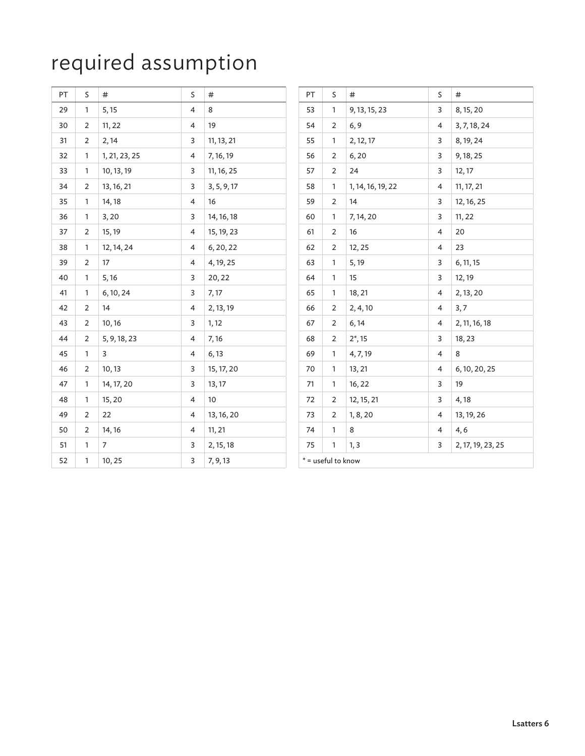# required assumption

| PT | S | # | S | # |
|---|---|---|---|---|
| 29 | 1 | 5, 15 | 4 | 8 |
| 30 | 2 | 11, 22 | 4 | 19 |
| 31 | 2 | 2, 14 | 3 | 11, 13, 21 |
| 32 | 1 | 1, 21, 23, 25 | 4 | 7, 16, 19 |
| 33 | 1 | 10, 13, 19 | 3 | 11, 16, 25 |
| 34 | 2 | 13, 16, 21 | 3 | 3, 5, 9, 17 |
| 35 | 1 | 14, 18 | 4 | 16 |
| 36 | 1 | 3, 20 | 3 | 14, 16, 18 |
| 37 | 2 | 15, 19 | 4 | 15, 19, 23 |
| 38 | 1 | 12, 14, 24 | 4 | 6, 20, 22 |
| 39 | 2 | 17 | 4 | 4, 19, 25 |
| 40 | 1 | 5, 16 | 3 | 20, 22 |
| 41 | 1 | 6, 10, 24 | 3 | 7, 17 |
| 42 | 2 | 14 | 4 | 2, 13, 19 |
| 43 | 2 | 10, 16 | 3 | 1, 12 |
| 44 | 2 | 5, 9, 18, 23 | 4 | 7, 16 |
| 45 | 1 | 3 | 4 | 6, 13 |
| 46 | 2 | 10, 13 | 3 | 15, 17, 20 |
| 47 | 1 | 14, 17, 20 | 3 | 13, 17 |
| 48 | 1 | 15, 20 | 4 | 10 |
| 49 | 2 | 22 | 4 | 13, 16, 20 |
| 50 | 2 | 14, 16 | 4 | 11, 21 |
| 51 | 1 | 7 | 3 | 2, 15, 18 |
| 52 | 1 | 10, 25 | 3 | 7, 9, 13 |

| PT | S | # | S | # |
|---|---|---|---|---|
| 53 | 1 | 9, 13, 15, 23 | 3 | 8, 15, 20 |
| 54 | 2 | 6, 9 | 4 | 3, 7, 18, 24 |
| 55 | 1 | 2, 12, 17 | 3 | 8, 19, 24 |
| 56 | 2 | 6, 20 | 3 | 9, 18, 25 |
| 57 | 2 | 24 | 3 | 12, 17 |
| 58 | 1 | 1, 14, 16, 19, 22 | 4 | 11, 17, 21 |
| 59 | 2 | 14 | 3 | 12, 16, 25 |
| 60 | 1 | 7, 14, 20 | 3 | 11, 22 |
| 61 | 2 | 16 | 4 | 20 |
| 62 | 2 | 12, 25 | 4 | 23 |
| 63 | 1 | 5, 19 | 3 | 6, 11, 15 |
| 64 | 1 | 15 | 3 | 12, 19 |
| 65 | 1 | 18, 21 | 4 | 2, 13, 20 |
| 66 | 2 | 2, 4, 10 | 4 | 3, 7 |
| 67 | 2 | 6, 14 | 4 | 2, 11, 16, 18 |
| 68 | 2 | 2*, 15 | 3 | 18, 23 |
| 69 | 1 | 4, 7, 19 | 4 | 8 |
| 70 | 1 | 13, 21 | 4 | 6, 10, 20, 25 |
| 71 | 1 | 16, 22 | 3 | 19 |
| 72 | 2 | 12, 15, 21 | 3 | 4, 18 |
| 73 | 2 | 1, 8, 20 | 4 | 13, 19, 26 |
| 74 | 1 | 8 | 4 | 4, 6 |
| 75 | 1 | 1, 3 | 3 | 2, 17, 19, 23, 25 |

* = useful to know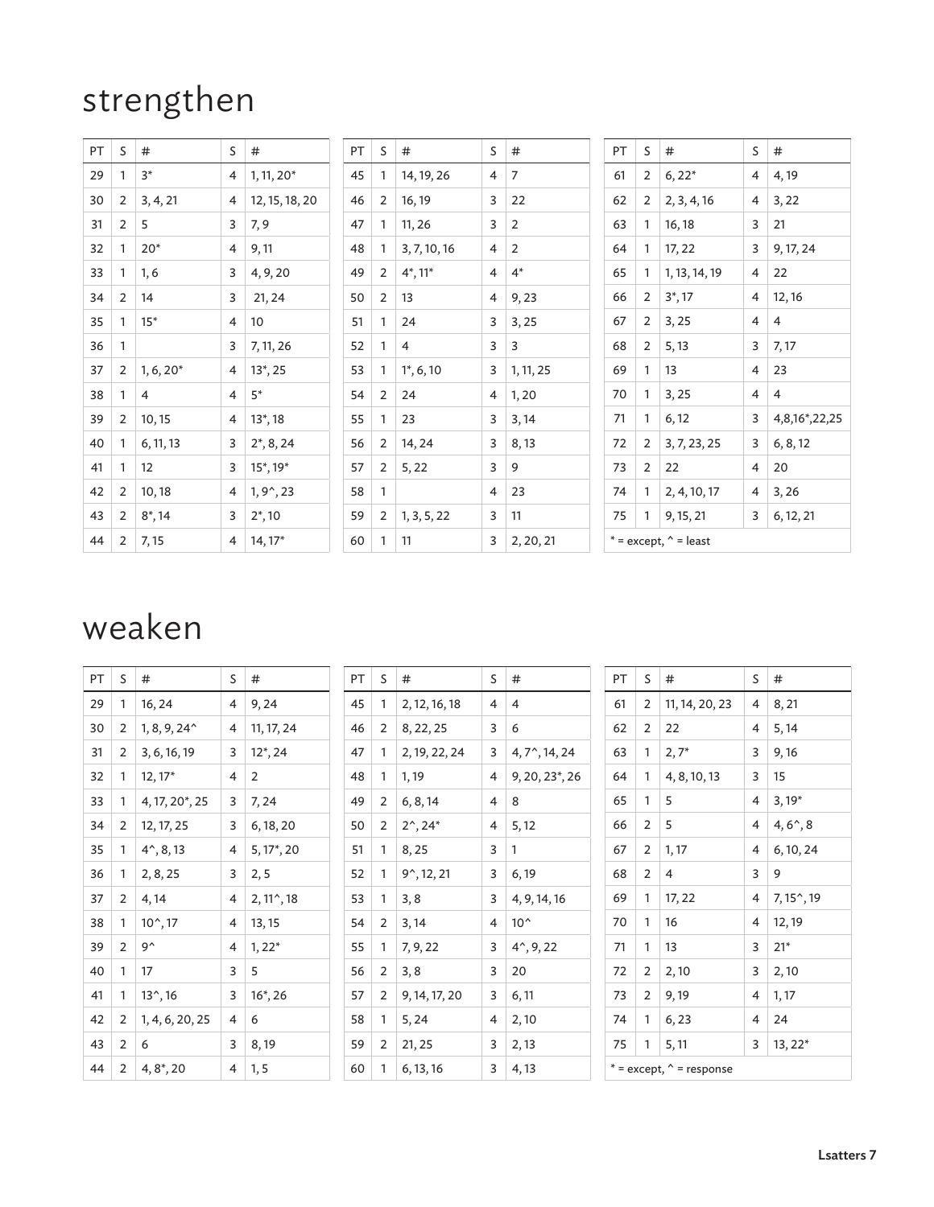## strengthen

| PT | S | # | S | # |
|---|---|---|---|---|
| 29 | 1 | 3* | 4 | 1, 11, 20* |
| 30 | 2 | 3, 4, 21 | 4 | 12, 15, 18, 20 |
| 31 | 2 | 5 | 3 | 7, 9 |
| 32 | 1 | 20* | 4 | 9, 11 |
| 33 | 1 | 1, 6 | 3 | 4, 9, 20 |
| 34 | 2 | 14 | 3 | 21, 24 |
| 35 | 1 | 15* | 4 | 10 |
| 36 | 1 | | 3 | 7, 11, 26 |
| 37 | 2 | 1, 6, 20* | 4 | 13*, 25 |
| 38 | 1 | 4 | 4 | 5* |
| 39 | 2 | 10, 15 | 4 | 13*, 18 |
| 40 | 1 | 6, 11, 13 | 3 | 2*, 8, 24 |
| 41 | 1 | 12 | 3 | 15*, 19* |
| 42 | 2 | 10, 18 | 4 | 1, 9^, 23 |
| 43 | 2 | 8*, 14 | 3 | 2*, 10 |
| 44 | 2 | 7, 15 | 4 | 14, 17* |

| PT | S | # | S | # |
|---|---|---|---|---|
| 45 | 1 | 14, 19, 26 | 4 | 7 |
| 46 | 2 | 16, 19 | 3 | 22 |
| 47 | 1 | 11, 26 | 3 | 2 |
| 48 | 1 | 3, 7, 10, 16 | 4 | 2 |
| 49 | 2 | 4*, 11* | 4 | 4* |
| 50 | 2 | 13 | 4 | 9, 23 |
| 51 | 1 | 24 | 3 | 3, 25 |
| 52 | 1 | 4 | 3 | 3 |
| 53 | 1 | 1*, 6, 10 | 3 | 1, 11, 25 |
| 54 | 2 | 24 | 4 | 1, 20 |
| 55 | 1 | 23 | 3 | 3, 14 |
| 56 | 2 | 14, 24 | 3 | 8, 13 |
| 57 | 2 | 5, 22 | 3 | 9 |
| 58 | 1 | | 4 | 23 |
| 59 | 2 | 1, 3, 5, 22 | 3 | 11 |
| 60 | 1 | 11 | 3 | 2, 20, 21 |

| PT | S | # | S | # |
|---|---|---|---|---|
| 61 | 2 | 6, 22* | 4 | 4, 19 |
| 62 | 2 | 2, 3, 4, 16 | 4 | 3, 22 |
| 63 | 1 | 16, 18 | 3 | 21 |
| 64 | 1 | 17, 22 | 3 | 9, 17, 24 |
| 65 | 1 | 1, 13, 14, 19 | 4 | 22 |
| 66 | 2 | 3*, 17 | 4 | 12, 16 |
| 67 | 2 | 3, 25 | 4 | 4 |
| 68 | 2 | 5, 13 | 3 | 7, 17 |
| 69 | 1 | 13 | 4 | 23 |
| 70 | 1 | 3, 25 | 4 | 4 |
| 71 | 1 | 6, 12 | 3 | 4,8,16*,22,25 |
| 72 | 2 | 3, 7, 23, 25 | 3 | 6, 8, 12 |
| 73 | 2 | 22 | 4 | 20 |
| 74 | 1 | 2, 4, 10, 17 | 4 | 3, 26 |
| 75 | 1 | 9, 15, 21 | 3 | 6, 12, 21 |

* = except, ^ = least

## weaken

| PT | S | # | S | # |
|---|---|---|---|---|
| 29 | 1 | 16, 24 | 4 | 9, 24 |
| 30 | 2 | 1, 8, 9, 24^ | 4 | 11, 17, 24 |
| 31 | 2 | 3, 6, 16, 19 | 3 | 12*, 24 |
| 32 | 1 | 12, 17* | 4 | 2 |
| 33 | 1 | 4, 17, 20*, 25 | 3 | 7, 24 |
| 34 | 2 | 12, 17, 25 | 3 | 6, 18, 20 |
| 35 | 1 | 4^, 8, 13 | 4 | 5, 17*, 20 |
| 36 | 1 | 2, 8, 25 | 3 | 2, 5 |
| 37 | 2 | 4, 14 | 4 | 2, 11^, 18 |
| 38 | 1 | 10^, 17 | 4 | 13, 15 |
| 39 | 2 | 9^ | 4 | 1, 22* |
| 40 | 1 | 17 | 3 | 5 |
| 41 | 1 | 13^, 16 | 3 | 16*, 26 |
| 42 | 2 | 1, 4, 6, 20, 25 | 4 | 6 |
| 43 | 2 | 6 | 3 | 8, 19 |
| 44 | 2 | 4, 8*, 20 | 4 | 1, 5 |

| PT | S | # | S | # |
|---|---|---|---|---|
| 45 | 1 | 2, 12, 16, 18 | 4 | 4 |
| 46 | 2 | 8, 22, 25 | 3 | 6 |
| 47 | 1 | 2, 19, 22, 24 | 3 | 4, 7^, 14, 24 |
| 48 | 1 | 1, 19 | 4 | 9, 20, 23*, 26 |
| 49 | 2 | 6, 8, 14 | 4 | 8 |
| 50 | 2 | 2^, 24* | 4 | 5, 12 |
| 51 | 1 | 8, 25 | 3 | 1 |
| 52 | 1 | 9^, 12, 21 | 3 | 6, 19 |
| 53 | 1 | 3, 8 | 3 | 4, 9, 14, 16 |
| 54 | 2 | 3, 14 | 4 | 10^ |
| 55 | 1 | 7, 9, 22 | 3 | 4^, 9, 22 |
| 56 | 2 | 3, 8 | 3 | 20 |
| 57 | 2 | 9, 14, 17, 20 | 3 | 6, 11 |
| 58 | 1 | 5, 24 | 4 | 2, 10 |
| 59 | 2 | 21, 25 | 3 | 2, 13 |
| 60 | 1 | 6, 13, 16 | 3 | 4, 13 |

| PT | S | # | S | # |
|---|---|---|---|---|
| 61 | 2 | 11, 14, 20, 23 | 4 | 8, 21 |
| 62 | 2 | 22 | 4 | 5, 14 |
| 63 | 1 | 2, 7* | 3 | 9, 16 |
| 64 | 1 | 4, 8, 10, 13 | 3 | 15 |
| 65 | 1 | 5 | 4 | 3, 19* |
| 66 | 2 | 5 | 4 | 4, 6^, 8 |
| 67 | 2 | 1, 17 | 4 | 6, 10, 24 |
| 68 | 2 | 4 | 3 | 9 |
| 69 | 1 | 17, 22 | 4 | 7, 15^, 19 |
| 70 | 1 | 16 | 4 | 12, 19 |
| 71 | 1 | 13 | 3 | 21* |
| 72 | 2 | 2, 10 | 3 | 2, 10 |
| 73 | 2 | 9, 19 | 4 | 1, 17 |
| 74 | 1 | 6, 23 | 4 | 24 |
| 75 | 1 | 5, 11 | 3 | 13, 22* |

* = except, ^ = response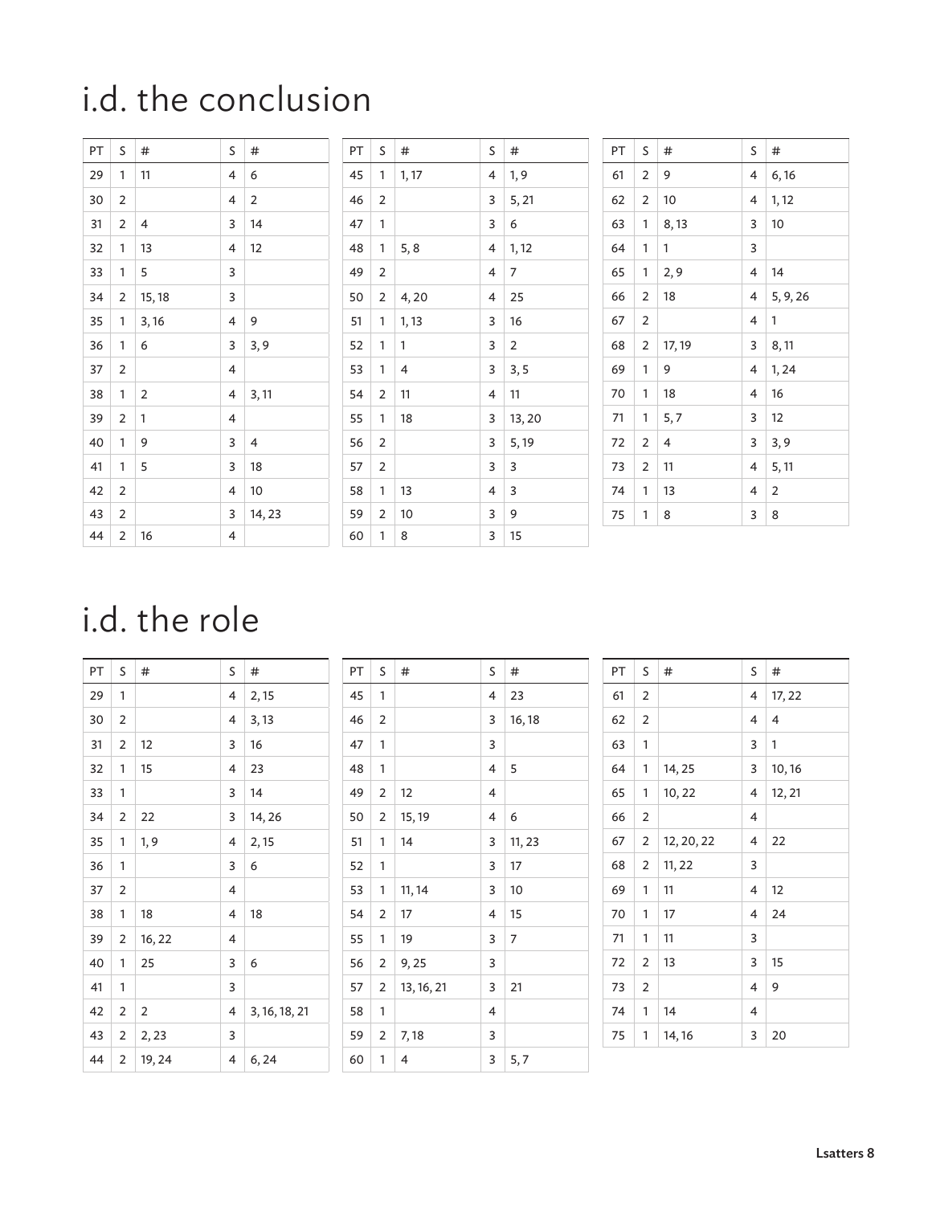# i.d. the conclusion

| PT | S | # | S | # |
|---|---|---|---|---|
| 29 | 1 | 11 | 4 | 6 |
| 30 | 2 | | 4 | 2 |
| 31 | 2 | 4 | 3 | 14 |
| 32 | 1 | 13 | 4 | 12 |
| 33 | 1 | 5 | 3 | |
| 34 | 2 | 15, 18 | 3 | |
| 35 | 1 | 3, 16 | 4 | 9 |
| 36 | 1 | 6 | 3 | 3, 9 |
| 37 | 2 | | 4 | |
| 38 | 1 | 2 | 4 | 3, 11 |
| 39 | 2 | 1 | 4 | |
| 40 | 1 | 9 | 3 | 4 |
| 41 | 1 | 5 | 3 | 18 |
| 42 | 2 | | 4 | 10 |
| 43 | 2 | | 3 | 14, 23 |
| 44 | 2 | 16 | 4 | |

| PT | S | # | S | # |
|---|---|---|---|---|
| 45 | 1 | 1, 17 | 4 | 1, 9 |
| 46 | 2 | | 3 | 5, 21 |
| 47 | 1 | | 3 | 6 |
| 48 | 1 | 5, 8 | 4 | 1, 12 |
| 49 | 2 | | 4 | 7 |
| 50 | 2 | 4, 20 | 4 | 25 |
| 51 | 1 | 1, 13 | 3 | 16 |
| 52 | 1 | 1 | 3 | 2 |
| 53 | 1 | 4 | 3 | 3, 5 |
| 54 | 2 | 11 | 4 | 11 |
| 55 | 1 | 18 | 3 | 13, 20 |
| 56 | 2 | | 3 | 5, 19 |
| 57 | 2 | | 3 | 3 |
| 58 | 1 | 13 | 4 | 3 |
| 59 | 2 | 10 | 3 | 9 |
| 60 | 1 | 8 | 3 | 15 |

| PT | S | # | S | # |
|---|---|---|---|---|
| 61 | 2 | 9 | 4 | 6, 16 |
| 62 | 2 | 10 | 4 | 1, 12 |
| 63 | 1 | 8, 13 | 3 | 10 |
| 64 | 1 | 1 | 3 | |
| 65 | 1 | 2, 9 | 4 | 14 |
| 66 | 2 | 18 | 4 | 5, 9, 26 |
| 67 | 2 | | 4 | 1 |
| 68 | 2 | 17, 19 | 3 | 8, 11 |
| 69 | 1 | 9 | 4 | 1, 24 |
| 70 | 1 | 18 | 4 | 16 |
| 71 | 1 | 5, 7 | 3 | 12 |
| 72 | 2 | 4 | 3 | 3, 9 |
| 73 | 2 | 11 | 4 | 5, 11 |
| 74 | 1 | 13 | 4 | 2 |
| 75 | 1 | 8 | 3 | 8 |

# i.d. the role

| PT | S | # | S | # |
|---|---|---|---|---|
| 29 | 1 | | 4 | 2, 15 |
| 30 | 2 | | 4 | 3, 13 |
| 31 | 2 | 12 | 3 | 16 |
| 32 | 1 | 15 | 4 | 23 |
| 33 | 1 | | 3 | 14 |
| 34 | 2 | 22 | 3 | 14, 26 |
| 35 | 1 | 1, 9 | 4 | 2, 15 |
| 36 | 1 | | 3 | 6 |
| 37 | 2 | | 4 | |
| 38 | 1 | 18 | 4 | 18 |
| 39 | 2 | 16, 22 | 4 | |
| 40 | 1 | 25 | 3 | 6 |
| 41 | 1 | | 3 | |
| 42 | 2 | 2 | 4 | 3, 16, 18, 21 |
| 43 | 2 | 2, 23 | 3 | |
| 44 | 2 | 19, 24 | 4 | 6, 24 |

| PT | S | # | S | # |
|---|---|---|---|---|
| 45 | 1 | | 4 | 23 |
| 46 | 2 | | 3 | 16, 18 |
| 47 | 1 | | 3 | |
| 48 | 1 | | 4 | 5 |
| 49 | 2 | 12 | 4 | |
| 50 | 2 | 15, 19 | 4 | 6 |
| 51 | 1 | 14 | 3 | 11, 23 |
| 52 | 1 | | 3 | 17 |
| 53 | 1 | 11, 14 | 3 | 10 |
| 54 | 2 | 17 | 4 | 15 |
| 55 | 1 | 19 | 3 | 7 |
| 56 | 2 | 9, 25 | 3 | |
| 57 | 2 | 13, 16, 21 | 3 | 21 |
| 58 | 1 | | 4 | |
| 59 | 2 | 7, 18 | 3 | |
| 60 | 1 | 4 | 3 | 5, 7 |

| PT | S | # | S | # |
|---|---|---|---|---|
| 61 | 2 | | 4 | 17, 22 |
| 62 | 2 | | 4 | 4 |
| 63 | 1 | | 3 | 1 |
| 64 | 1 | 14, 25 | 3 | 10, 16 |
| 65 | 1 | 10, 22 | 4 | 12, 21 |
| 66 | 2 | | 4 | |
| 67 | 2 | 12, 20, 22 | 4 | 22 |
| 68 | 2 | 11, 22 | 3 | |
| 69 | 1 | 11 | 4 | 12 |
| 70 | 1 | 17 | 4 | 24 |
| 71 | 1 | 11 | 3 | |
| 72 | 2 | 13 | 3 | 15 |
| 73 | 2 | | 4 | 9 |
| 74 | 1 | 14 | 4 | |
| 75 | 1 | 14, 16 | 3 | 20 |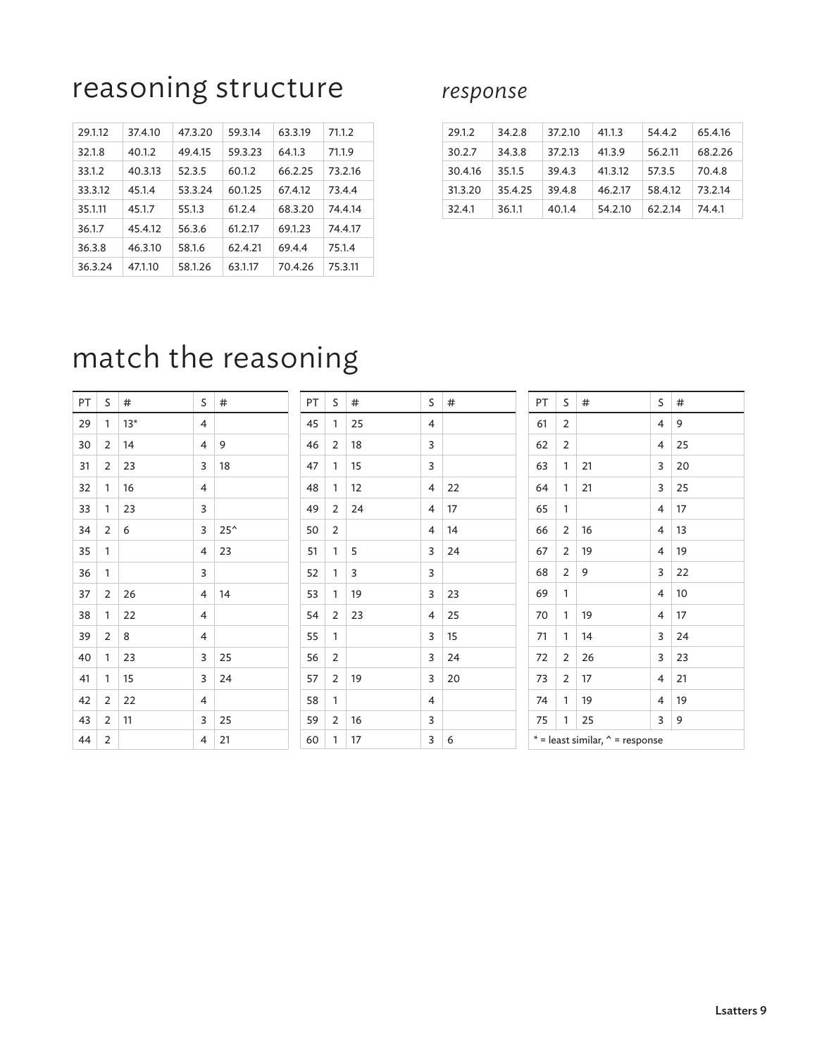# reasoning structure

| 29.1.12 | 37.4.10 | 47.3.20 | 59.3.14 | 63.3.19 | 71.1.2 |
|---|---|---|---|---|---|
| 32.1.8 | 40.1.2 | 49.4.15 | 59.3.23 | 64.1.3 | 71.1.9 |
| 33.1.2 | 40.3.13 | 52.3.5 | 60.1.2 | 66.2.25 | 73.2.16 |
| 33.3.12 | 45.1.4 | 53.3.24 | 60.1.25 | 67.4.12 | 73.4.4 |
| 35.1.11 | 45.1.7 | 55.1.3 | 61.2.4 | 68.3.20 | 74.4.14 |
| 36.1.7 | 45.4.12 | 56.3.6 | 61.2.17 | 69.1.23 | 74.4.17 |
| 36.3.8 | 46.3.10 | 58.1.6 | 62.4.21 | 69.4.4 | 75.1.4 |
| 36.3.24 | 47.1.10 | 58.1.26 | 63.1.17 | 70.4.26 | 75.3.11 |

## *response*

| 29.1.2 | 34.2.8 | 37.2.10 | 41.1.3 | 54.4.2 | 65.4.16 |
|---|---|---|---|---|---|
| 30.2.7 | 34.3.8 | 37.2.13 | 41.3.9 | 56.2.11 | 68.2.26 |
| 30.4.16 | 35.1.5 | 39.4.3 | 41.3.12 | 57.3.5 | 70.4.8 |
| 31.3.20 | 35.4.25 | 39.4.8 | 46.2.17 | 58.4.12 | 73.2.14 |
| 32.4.1 | 36.1.1 | 40.1.4 | 54.2.10 | 62.2.14 | 74.4.1 |

# match the reasoning

| PT | S | # | S | # |
|---|---|---|---|---|
| 29 | 1 | 13* | 4 | |
| 30 | 2 | 14 | 4 | 9 |
| 31 | 2 | 23 | 3 | 18 |
| 32 | 1 | 16 | 4 | |
| 33 | 1 | 23 | 3 | |
| 34 | 2 | 6 | 3 | 25^ |
| 35 | 1 | | 4 | 23 |
| 36 | 1 | | 3 | |
| 37 | 2 | 26 | 4 | 14 |
| 38 | 1 | 22 | 4 | |
| 39 | 2 | 8 | 4 | |
| 40 | 1 | 23 | 3 | 25 |
| 41 | 1 | 15 | 3 | 24 |
| 42 | 2 | 22 | 4 | |
| 43 | 2 | 11 | 3 | 25 |
| 44 | 2 | | 4 | 21 |

| PT | S | # | S | # |
|---|---|---|---|---|
| 45 | 1 | 25 | 4 | |
| 46 | 2 | 18 | 3 | |
| 47 | 1 | 15 | 3 | |
| 48 | 1 | 12 | 4 | 22 |
| 49 | 2 | 24 | 4 | 17 |
| 50 | 2 | | 4 | 14 |
| 51 | 1 | 5 | 3 | 24 |
| 52 | 1 | 3 | 3 | |
| 53 | 1 | 19 | 3 | 23 |
| 54 | 2 | 23 | 4 | 25 |
| 55 | 1 | | 3 | 15 |
| 56 | 2 | | 3 | 24 |
| 57 | 2 | 19 | 3 | 20 |
| 58 | 1 | | 4 | |
| 59 | 2 | 16 | 3 | |
| 60 | 1 | 17 | 3 | 6 |

| PT | S | # | S | # |
|---|---|---|---|---|
| 61 | 2 | | 4 | 9 |
| 62 | 2 | | 4 | 25 |
| 63 | 1 | 21 | 3 | 20 |
| 64 | 1 | 21 | 3 | 25 |
| 65 | 1 | | 4 | 17 |
| 66 | 2 | 16 | 4 | 13 |
| 67 | 2 | 19 | 4 | 19 |
| 68 | 2 | 9 | 3 | 22 |
| 69 | 1 | | 4 | 10 |
| 70 | 1 | 19 | 4 | 17 |
| 71 | 1 | 14 | 3 | 24 |
| 72 | 2 | 26 | 3 | 23 |
| 73 | 2 | 17 | 4 | 21 |
| 74 | 1 | 19 | 4 | 19 |
| 75 | 1 | 25 | 3 | 9 |

* = least similar, ^ = response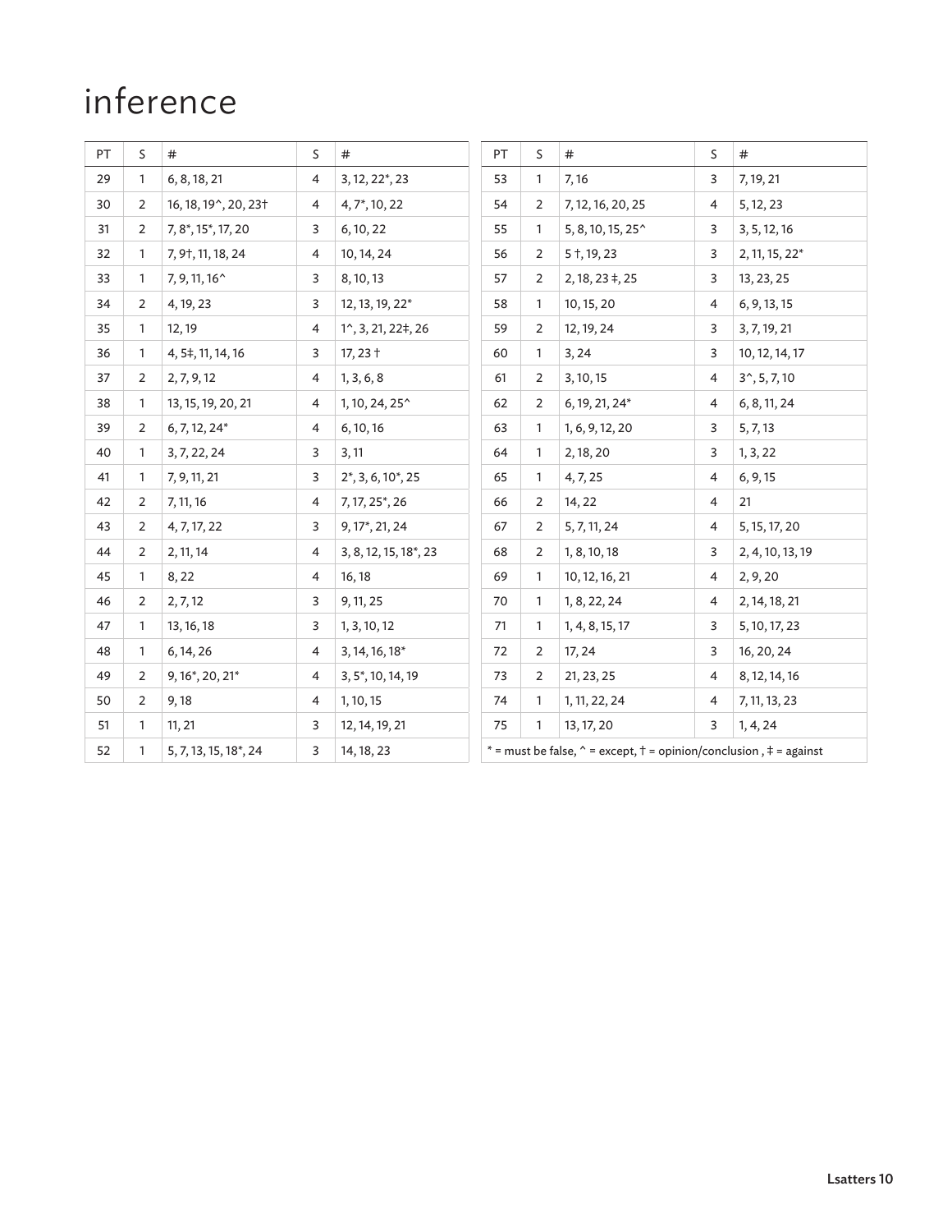# inference

| PT | S | # | S | # |
|---|---|---|---|---|
| 29 | 1 | 6, 8, 18, 21 | 4 | 3, 12, 22*, 23 |
| 30 | 2 | 16, 18, 19^, 20, 23† | 4 | 4, 7*, 10, 22 |
| 31 | 2 | 7, 8*, 15*, 17, 20 | 3 | 6, 10, 22 |
| 32 | 1 | 7, 9†, 11, 18, 24 | 4 | 10, 14, 24 |
| 33 | 1 | 7, 9, 11, 16^ | 3 | 8, 10, 13 |
| 34 | 2 | 4, 19, 23 | 3 | 12, 13, 19, 22* |
| 35 | 1 | 12, 19 | 4 | 1^, 3, 21, 22‡, 26 |
| 36 | 1 | 4, 5‡, 11, 14, 16 | 3 | 17, 23 † |
| 37 | 2 | 2, 7, 9, 12 | 4 | 1, 3, 6, 8 |
| 38 | 1 | 13, 15, 19, 20, 21 | 4 | 1, 10, 24, 25^ |
| 39 | 2 | 6, 7, 12, 24* | 4 | 6, 10, 16 |
| 40 | 1 | 3, 7, 22, 24 | 3 | 3, 11 |
| 41 | 1 | 7, 9, 11, 21 | 3 | 2*, 3, 6, 10*, 25 |
| 42 | 2 | 7, 11, 16 | 4 | 7, 17, 25*, 26 |
| 43 | 2 | 4, 7, 17, 22 | 3 | 9, 17*, 21, 24 |
| 44 | 2 | 2, 11, 14 | 4 | 3, 8, 12, 15, 18*, 23 |
| 45 | 1 | 8, 22 | 4 | 16, 18 |
| 46 | 2 | 2, 7, 12 | 3 | 9, 11, 25 |
| 47 | 1 | 13, 16, 18 | 3 | 1, 3, 10, 12 |
| 48 | 1 | 6, 14, 26 | 4 | 3, 14, 16, 18* |
| 49 | 2 | 9, 16*, 20, 21* | 4 | 3, 5*, 10, 14, 19 |
| 50 | 2 | 9, 18 | 4 | 1, 10, 15 |
| 51 | 1 | 11, 21 | 3 | 12, 14, 19, 21 |
| 52 | 1 | 5, 7, 13, 15, 18*, 24 | 3 | 14, 18, 23 |

| PT | S | # | S | # |
|---|---|---|---|---|
| 53 | 1 | 7, 16 | 3 | 7, 19, 21 |
| 54 | 2 | 7, 12, 16, 20, 25 | 4 | 5, 12, 23 |
| 55 | 1 | 5, 8, 10, 15, 25^ | 3 | 3, 5, 12, 16 |
| 56 | 2 | 5 †, 19, 23 | 3 | 2, 11, 15, 22* |
| 57 | 2 | 2, 18, 23 ‡, 25 | 3 | 13, 23, 25 |
| 58 | 1 | 10, 15, 20 | 4 | 6, 9, 13, 15 |
| 59 | 2 | 12, 19, 24 | 3 | 3, 7, 19, 21 |
| 60 | 1 | 3, 24 | 3 | 10, 12, 14, 17 |
| 61 | 2 | 3, 10, 15 | 4 | 3^, 5, 7, 10 |
| 62 | 2 | 6, 19, 21, 24* | 4 | 6, 8, 11, 24 |
| 63 | 1 | 1, 6, 9, 12, 20 | 3 | 5, 7, 13 |
| 64 | 1 | 2, 18, 20 | 3 | 1, 3, 22 |
| 65 | 1 | 4, 7, 25 | 4 | 6, 9, 15 |
| 66 | 2 | 14, 22 | 4 | 21 |
| 67 | 2 | 5, 7, 11, 24 | 4 | 5, 15, 17, 20 |
| 68 | 2 | 1, 8, 10, 18 | 3 | 2, 4, 10, 13, 19 |
| 69 | 1 | 10, 12, 16, 21 | 4 | 2, 9, 20 |
| 70 | 1 | 1, 8, 22, 24 | 4 | 2, 14, 18, 21 |
| 71 | 1 | 1, 4, 8, 15, 17 | 3 | 5, 10, 17, 23 |
| 72 | 2 | 17, 24 | 3 | 16, 20, 24 |
| 73 | 2 | 21, 23, 25 | 4 | 8, 12, 14, 16 |
| 74 | 1 | 1, 11, 22, 24 | 4 | 7, 11, 13, 23 |
| 75 | 1 | 13, 17, 20 | 3 | 1, 4, 24 |

* = must be false, ^ = except, † = opinion/conclusion , ‡ = against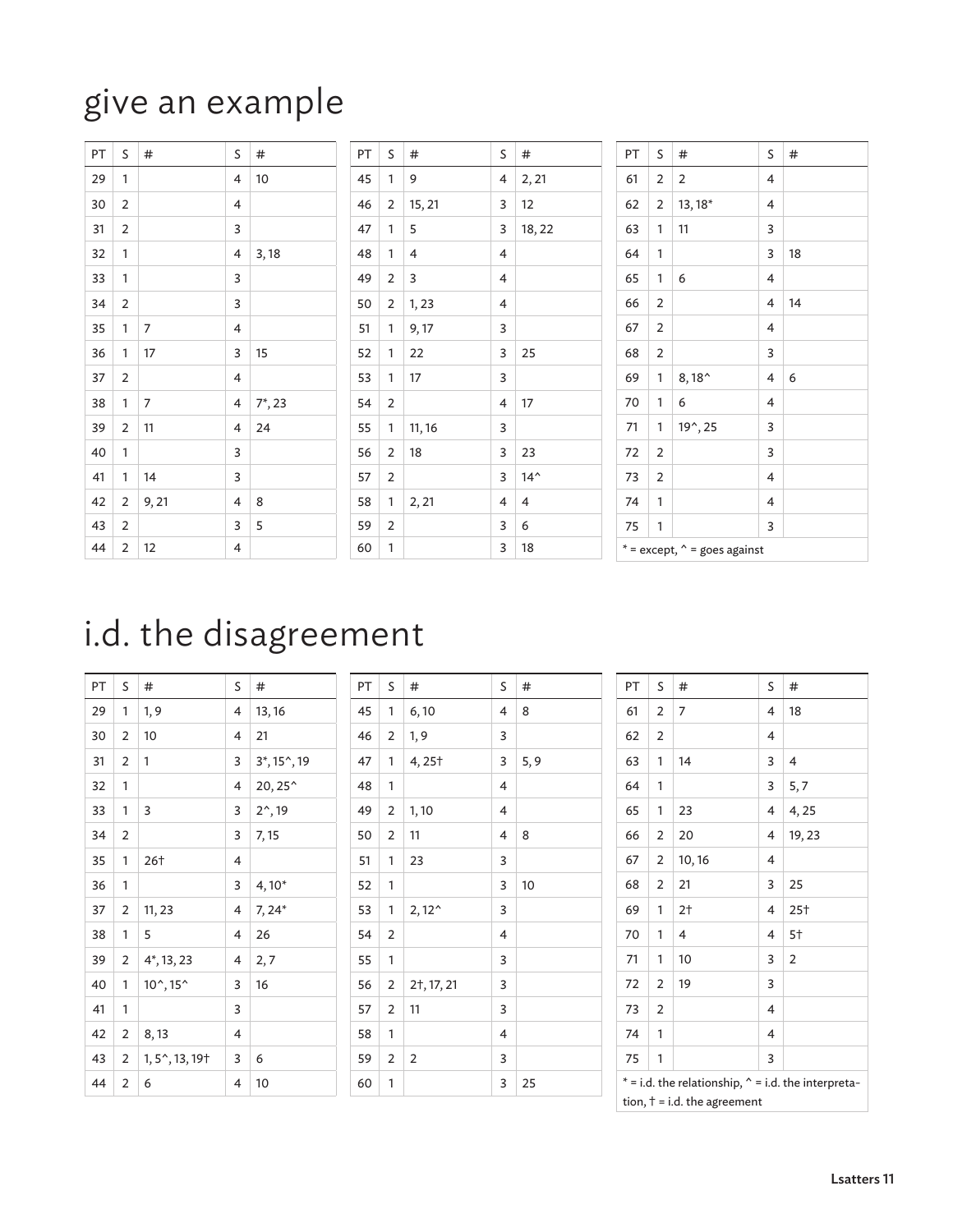# give an example

| PT | S | # | S | # |
|---|---|---|---|---|
| 29 | 1 | | 4 | 10 |
| 30 | 2 | | 4 | |
| 31 | 2 | | 3 | |
| 32 | 1 | | 4 | 3, 18 |
| 33 | 1 | | 3 | |
| 34 | 2 | | 3 | |
| 35 | 1 | 7 | 4 | |
| 36 | 1 | 17 | 3 | 15 |
| 37 | 2 | | 4 | |
| 38 | 1 | 7 | 4 | 7*, 23 |
| 39 | 2 | 11 | 4 | 24 |
| 40 | 1 | | 3 | |
| 41 | 1 | 14 | 3 | |
| 42 | 2 | 9, 21 | 4 | 8 |
| 43 | 2 | | 3 | 5 |
| 44 | 2 | 12 | 4 | |

| PT | S | # | S | # |
|---|---|---|---|---|
| 45 | 1 | 9 | 4 | 2, 21 |
| 46 | 2 | 15, 21 | 3 | 12 |
| 47 | 1 | 5 | 3 | 18, 22 |
| 48 | 1 | 4 | 4 | |
| 49 | 2 | 3 | 4 | |
| 50 | 2 | 1, 23 | 4 | |
| 51 | 1 | 9, 17 | 3 | |
| 52 | 1 | 22 | 3 | 25 |
| 53 | 1 | 17 | 3 | |
| 54 | 2 | | 4 | 17 |
| 55 | 1 | 11, 16 | 3 | |
| 56 | 2 | 18 | 3 | 23 |
| 57 | 2 | | 3 | 14^ |
| 58 | 1 | 2, 21 | 4 | 4 |
| 59 | 2 | | 3 | 6 |
| 60 | 1 | | 3 | 18 |

| PT | S | # | S | # |
|---|---|---|---|---|
| 61 | 2 | 2 | 4 | |
| 62 | 2 | 13, 18* | 4 | |
| 63 | 1 | 11 | 3 | |
| 64 | 1 | | 3 | 18 |
| 65 | 1 | 6 | 4 | |
| 66 | 2 | | 4 | 14 |
| 67 | 2 | | 4 | |
| 68 | 2 | | 3 | |
| 69 | 1 | 8, 18^ | 4 | 6 |
| 70 | 1 | 6 | 4 | |
| 71 | 1 | 19^, 25 | 3 | |
| 72 | 2 | | 3 | |
| 73 | 2 | | 4 | |
| 74 | 1 | | 4 | |
| 75 | 1 | | 3 | |

* = except, ^ = goes against

# i.d. the disagreement

| PT | S | # | S | # |
|---|---|---|---|---|
| 29 | 1 | 1, 9 | 4 | 13, 16 |
| 30 | 2 | 10 | 4 | 21 |
| 31 | 2 | 1 | 3 | 3*, 15^, 19 |
| 32 | 1 | | 4 | 20, 25^ |
| 33 | 1 | 3 | 3 | 2^, 19 |
| 34 | 2 | | 3 | 7, 15 |
| 35 | 1 | 26† | 4 | |
| 36 | 1 | | 3 | 4, 10* |
| 37 | 2 | 11, 23 | 4 | 7, 24* |
| 38 | 1 | 5 | 4 | 26 |
| 39 | 2 | 4*, 13, 23 | 4 | 2, 7 |
| 40 | 1 | 10^, 15^ | 3 | 16 |
| 41 | 1 | | 3 | |
| 42 | 2 | 8, 13 | 4 | |
| 43 | 2 | 1, 5^, 13, 19† | 3 | 6 |
| 44 | 2 | 6 | 4 | 10 |

| PT | S | # | S | # |
|---|---|---|---|---|
| 45 | 1 | 6, 10 | 4 | 8 |
| 46 | 2 | 1, 9 | 3 | |
| 47 | 1 | 4, 25† | 3 | 5, 9 |
| 48 | 1 | | 4 | |
| 49 | 2 | 1, 10 | 4 | |
| 50 | 2 | 11 | 4 | 8 |
| 51 | 1 | 23 | 3 | |
| 52 | 1 | | 3 | 10 |
| 53 | 1 | 2, 12^ | 3 | |
| 54 | 2 | | 4 | |
| 55 | 1 | | 3 | |
| 56 | 2 | 2†, 17, 21 | 3 | |
| 57 | 2 | 11 | 3 | |
| 58 | 1 | | 4 | |
| 59 | 2 | 2 | 3 | |
| 60 | 1 | | 3 | 25 |

| PT | S | # | S | # |
|---|---|---|---|---|
| 61 | 2 | 7 | 4 | 18 |
| 62 | 2 | | 4 | |
| 63 | 1 | 14 | 3 | 4 |
| 64 | 1 | | 3 | 5, 7 |
| 65 | 1 | 23 | 4 | 4, 25 |
| 66 | 2 | 20 | 4 | 19, 23 |
| 67 | 2 | 10, 16 | 4 | |
| 68 | 2 | 21 | 3 | 25 |
| 69 | 1 | 2† | 4 | 25† |
| 70 | 1 | 4 | 4 | 5† |
| 71 | 1 | 10 | 3 | 2 |
| 72 | 2 | 19 | 3 | |
| 73 | 2 | | 4 | |
| 74 | 1 | | 4 | |
| 75 | 1 | | 3 | |

* = i.d. the relationship, ^ = i.d. the interpretation, † = i.d. the agreement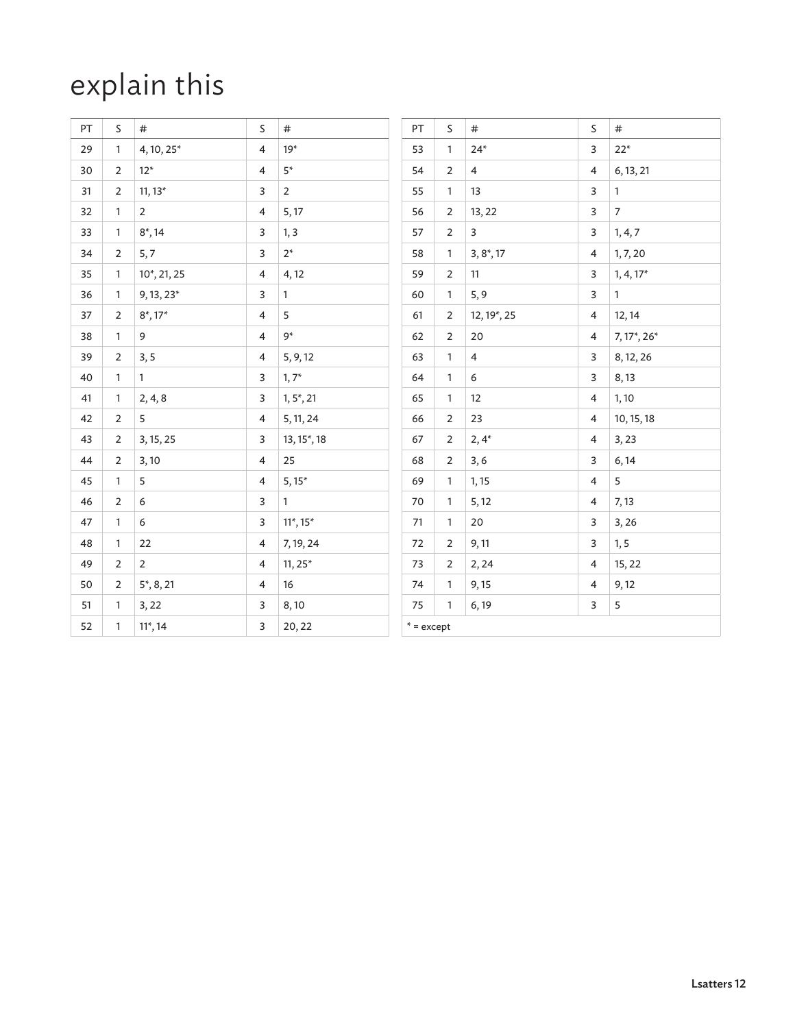# explain this

| PT | S | # | S | # |
|---|---|---|---|---|
| 29 | 1 | 4, 10, 25* | 4 | 19* |
| 30 | 2 | 12* | 4 | 5* |
| 31 | 2 | 11, 13* | 3 | 2 |
| 32 | 1 | 2 | 4 | 5, 17 |
| 33 | 1 | 8*, 14 | 3 | 1, 3 |
| 34 | 2 | 5, 7 | 3 | 2* |
| 35 | 1 | 10*, 21, 25 | 4 | 4, 12 |
| 36 | 1 | 9, 13, 23* | 3 | 1 |
| 37 | 2 | 8*, 17* | 4 | 5 |
| 38 | 1 | 9 | 4 | 9* |
| 39 | 2 | 3, 5 | 4 | 5, 9, 12 |
| 40 | 1 | 1 | 3 | 1, 7* |
| 41 | 1 | 2, 4, 8 | 3 | 1, 5*, 21 |
| 42 | 2 | 5 | 4 | 5, 11, 24 |
| 43 | 2 | 3, 15, 25 | 3 | 13, 15*, 18 |
| 44 | 2 | 3, 10 | 4 | 25 |
| 45 | 1 | 5 | 4 | 5, 15* |
| 46 | 2 | 6 | 3 | 1 |
| 47 | 1 | 6 | 3 | 11*, 15* |
| 48 | 1 | 22 | 4 | 7, 19, 24 |
| 49 | 2 | 2 | 4 | 11, 25* |
| 50 | 2 | 5*, 8, 21 | 4 | 16 |
| 51 | 1 | 3, 22 | 3 | 8, 10 |
| 52 | 1 | 11*, 14 | 3 | 20, 22 |

| PT | S | # | S | # |
|---|---|---|---|---|
| 53 | 1 | 24* | 3 | 22* |
| 54 | 2 | 4 | 4 | 6, 13, 21 |
| 55 | 1 | 13 | 3 | 1 |
| 56 | 2 | 13, 22 | 3 | 7 |
| 57 | 2 | 3 | 3 | 1, 4, 7 |
| 58 | 1 | 3, 8*, 17 | 4 | 1, 7, 20 |
| 59 | 2 | 11 | 3 | 1, 4, 17* |
| 60 | 1 | 5, 9 | 3 | 1 |
| 61 | 2 | 12, 19*, 25 | 4 | 12, 14 |
| 62 | 2 | 20 | 4 | 7, 17*, 26* |
| 63 | 1 | 4 | 3 | 8, 12, 26 |
| 64 | 1 | 6 | 3 | 8, 13 |
| 65 | 1 | 12 | 4 | 1, 10 |
| 66 | 2 | 23 | 4 | 10, 15, 18 |
| 67 | 2 | 2, 4* | 4 | 3, 23 |
| 68 | 2 | 3, 6 | 3 | 6, 14 |
| 69 | 1 | 1, 15 | 4 | 5 |
| 70 | 1 | 5, 12 | 4 | 7, 13 |
| 71 | 1 | 20 | 3 | 3, 26 |
| 72 | 2 | 9, 11 | 3 | 1, 5 |
| 73 | 2 | 2, 24 | 4 | 15, 22 |
| 74 | 1 | 9, 15 | 4 | 9, 12 |
| 75 | 1 | 6, 19 | 3 | 5 |

* = except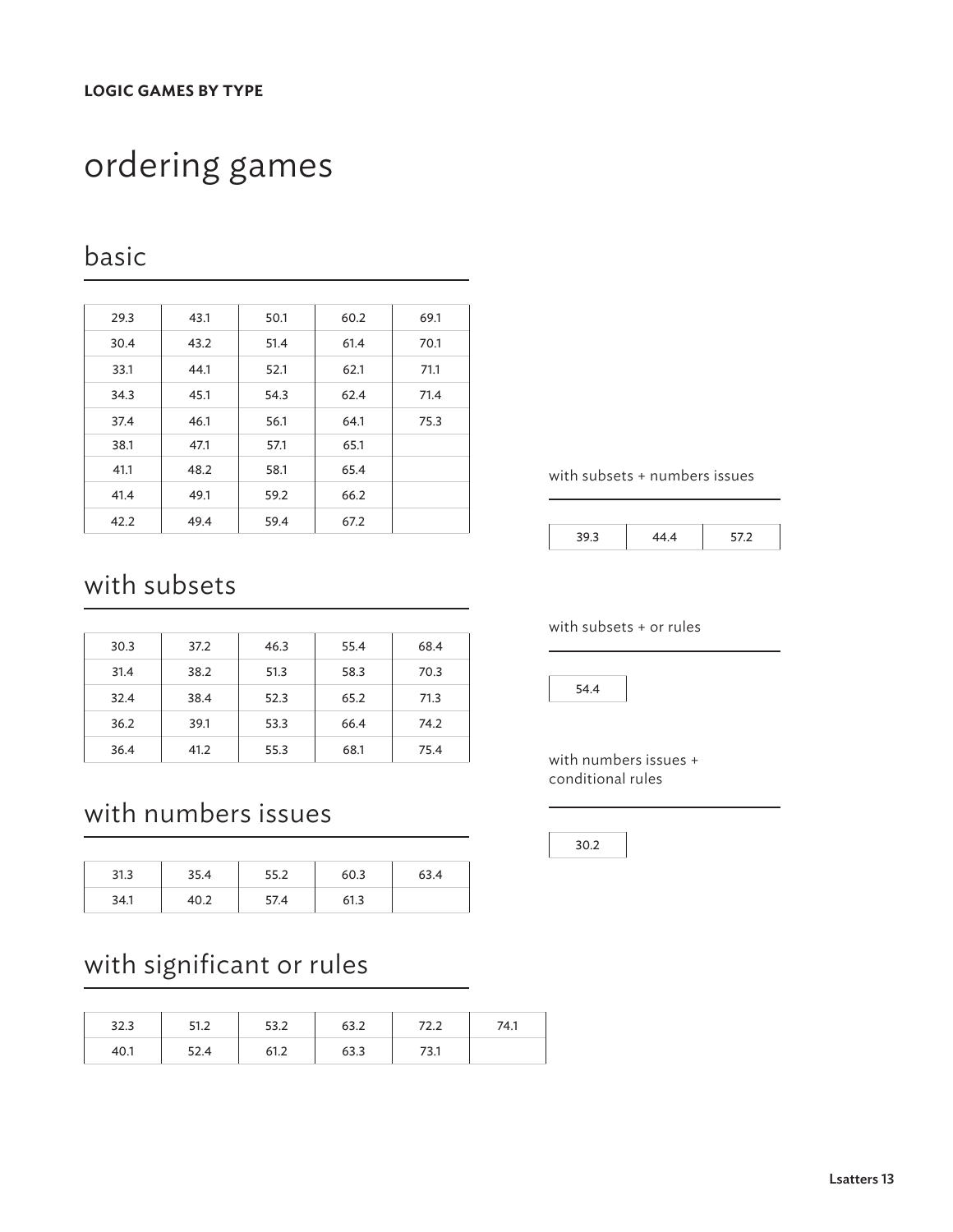**LOGIC GAMES BY TYPE**

# ordering games

## basic

| | | | | |
|---|---|---|---|---|
| 29.3 | 43.1 | 50.1 | 60.2 | 69.1 |
| 30.4 | 43.2 | 51.4 | 61.4 | 70.1 |
| 33.1 | 44.1 | 52.1 | 62.1 | 71.1 |
| 34.3 | 45.1 | 54.3 | 62.4 | 71.4 |
| 37.4 | 46.1 | 56.1 | 64.1 | 75.3 |
| 38.1 | 47.1 | 57.1 | 65.1 | |
| 41.1 | 48.2 | 58.1 | 65.4 | |
| 41.4 | 49.1 | 59.2 | 66.2 | |
| 42.2 | 49.4 | 59.4 | 67.2 | |

## with subsets

| | | | | |
|---|---|---|---|---|
| 30.3 | 37.2 | 46.3 | 55.4 | 68.4 |
| 31.4 | 38.2 | 51.3 | 58.3 | 70.3 |
| 32.4 | 38.4 | 52.3 | 65.2 | 71.3 |
| 36.2 | 39.1 | 53.3 | 66.4 | 74.2 |
| 36.4 | 41.2 | 55.3 | 68.1 | 75.4 |

## with numbers issues

| | | | | |
|---|---|---|---|---|
| 31.3 | 35.4 | 55.2 | 60.3 | 63.4 |
| 34.1 | 40.2 | 57.4 | 61.3 | |

## with significant or rules

| | | | | | |
|---|---|---|---|---|---|
| 32.3 | 51.2 | 53.2 | 63.2 | 72.2 | 74.1 |
| 40.1 | 52.4 | 61.2 | 63.3 | 73.1 | |

### with subsets + numbers issues

| | | |
|---|---|---|
| 39.3 | 44.4 | 57.2 |

### with subsets + or rules

| |
|---|
| 54.4 |

### with numbers issues + conditional rules

| |
|---|
| 30.2 |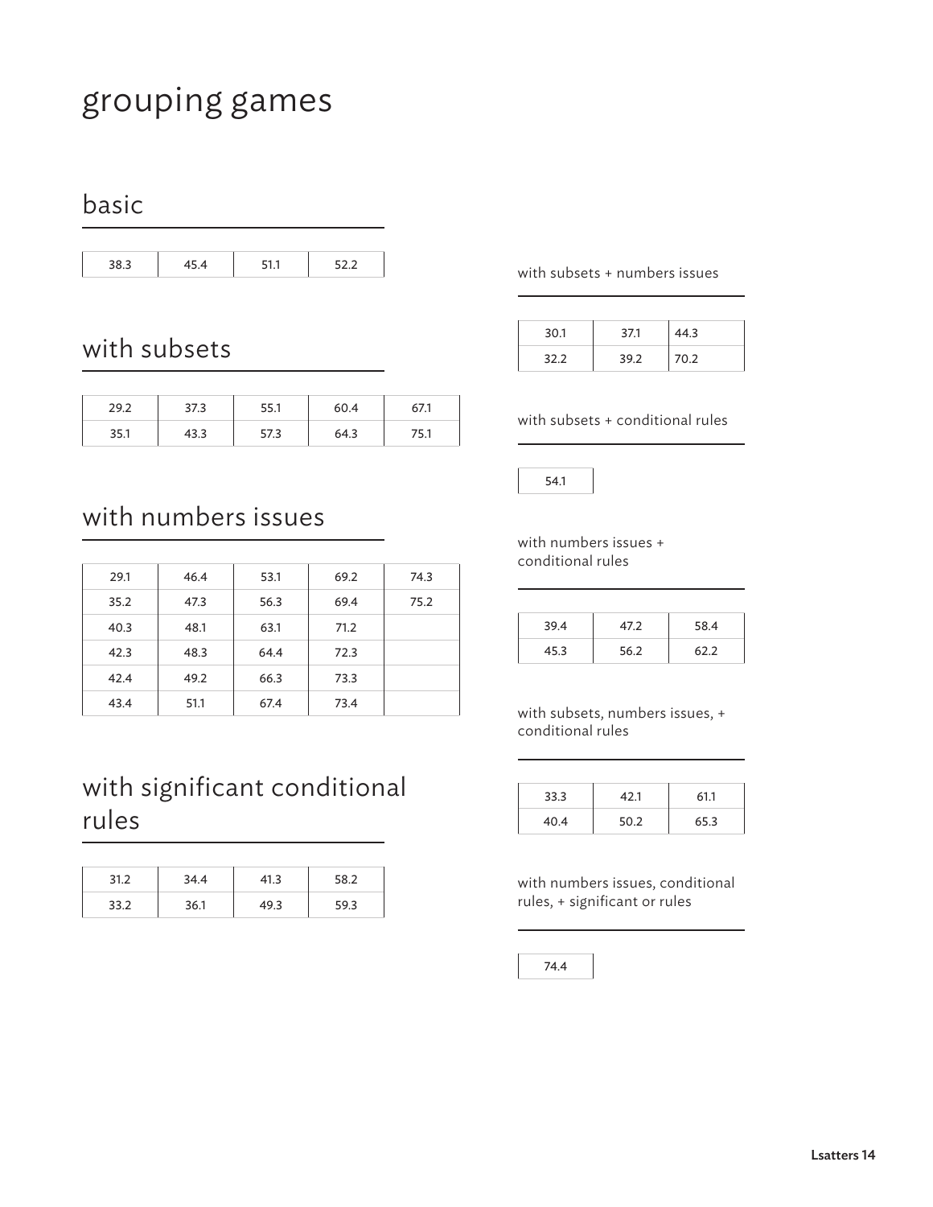# grouping games

## basic

| 38.3 | 45.4 | 51.1 | 52.2 |
|---|---|---|---|

## with subsets

| 29.2 | 37.3 | 55.1 | 60.4 | 67.1 |
|---|---|---|---|---|
| 35.1 | 43.3 | 57.3 | 64.3 | 75.1 |

## with numbers issues

| 29.1 | 46.4 | 53.1 | 69.2 | 74.3 |
|---|---|---|---|---|
| 35.2 | 47.3 | 56.3 | 69.4 | 75.2 |
| 40.3 | 48.1 | 63.1 | 71.2 | |
| 42.3 | 48.3 | 64.4 | 72.3 | |
| 42.4 | 49.2 | 66.3 | 73.3 | |
| 43.4 | 51.1 | 67.4 | 73.4 | |

## with significant conditional rules

| 31.2 | 34.4 | 41.3 | 58.2 |
|---|---|---|---|
| 33.2 | 36.1 | 49.3 | 59.3 |

### with subsets + numbers issues

| 30.1 | 37.1 | 44.3 |
|---|---|---|
| 32.2 | 39.2 | 70.2 |

### with subsets + conditional rules

| 54.1 |
|---|

### with numbers issues + conditional rules

| 39.4 | 47.2 | 58.4 |
|---|---|---|
| 45.3 | 56.2 | 62.2 |

### with subsets, numbers issues, + conditional rules

| 33.3 | 42.1 | 61.1 |
|---|---|---|
| 40.4 | 50.2 | 65.3 |

### with numbers issues, conditional rules, + significant or rules

| 74.4 |
|---|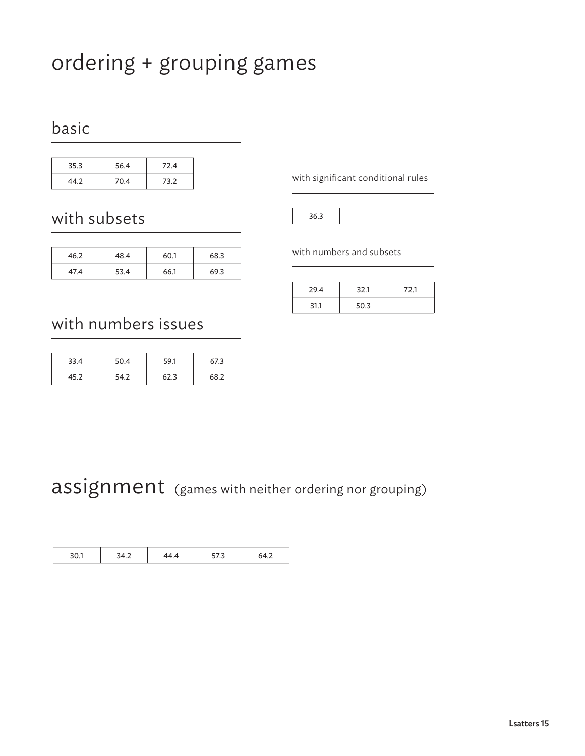# ordering + grouping games

## basic

| | | |
|---|---|---|
| 35.3 | 56.4 | 72.4 |
| 44.2 | 70.4 | 73.2 |

## with subsets

| | | | |
|---|---|---|---|
| 46.2 | 48.4 | 60.1 | 68.3 |
| 47.4 | 53.4 | 66.1 | 69.3 |

## with numbers issues

| | | | |
|---|---|---|---|
| 33.4 | 50.4 | 59.1 | 67.3 |
| 45.2 | 54.2 | 62.3 | 68.2 |

### with significant conditional rules

| |
|---|
| 36.3 |

### with numbers and subsets

| | | |
|---|---|---|
| 29.4 | 32.1 | 72.1 |
| 31.1 | 50.3 | |

# assignment (games with neither ordering nor grouping)

| | | | | |
|---|---|---|---|---|
| 30.1 | 34.2 | 44.4 | 57.3 | 64.2 |